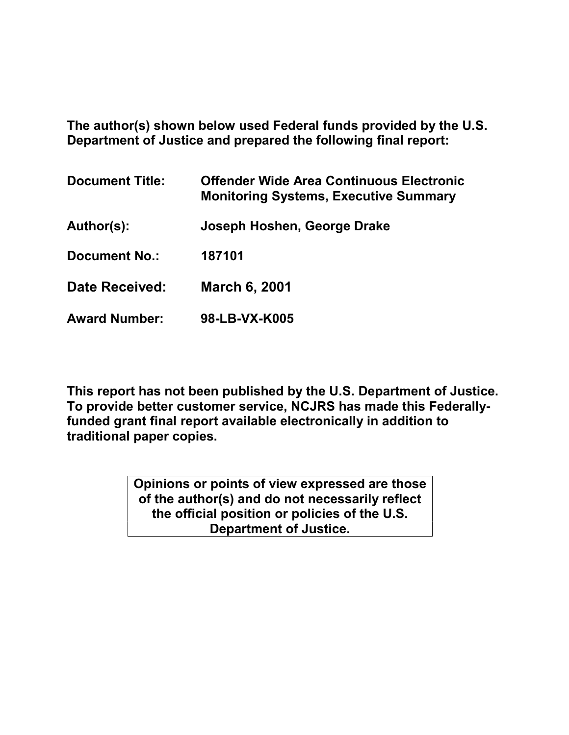**The author(s) shown below used Federal funds provided by the U.S. Department of Justice and prepared the following final report:**

| | |
|---|---|
| **Document Title:** | **Offender Wide Area Continuous Electronic Monitoring Systems, Executive Summary** |
| **Author(s):** | **Joseph Hoshen, George Drake** |
| **Document No.:** | **187101** |
| **Date Received:** | **March 6, 2001** |
| **Award Number:** | **98-LB-VX-K005** |

**This report has not been published by the U.S. Department of Justice. To provide better customer service, NCJRS has made this Federally-funded grant final report available electronically in addition to traditional paper copies.**

**Opinions or points of view expressed are those of the author(s) and do not necessarily reflect the official position or policies of the U.S. Department of Justice.**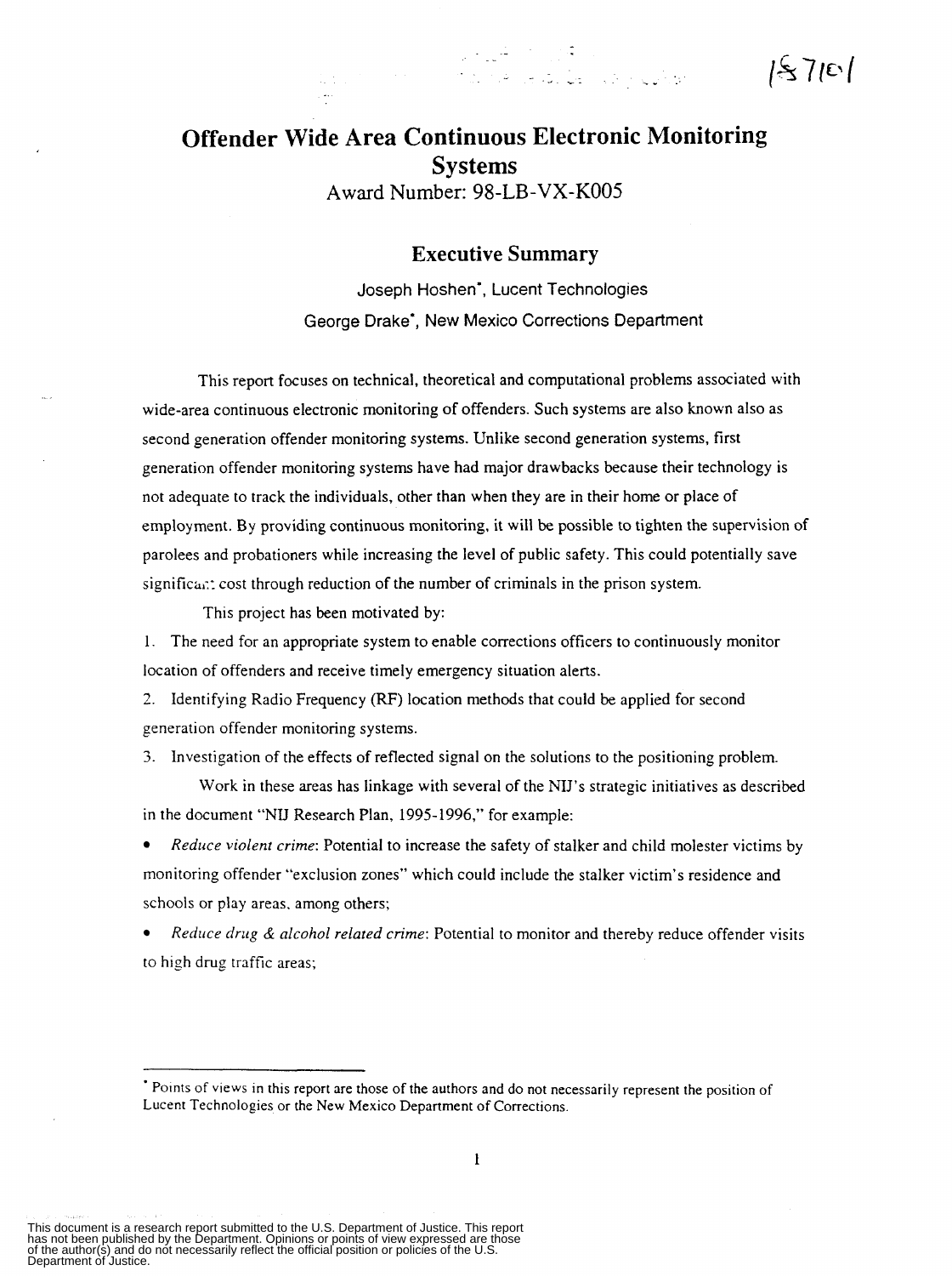# Offender Wide Area Continuous Electronic Monitoring Systems

Award Number: 98-LB-VX-K005

## Executive Summary

Joseph Hoshen*, Lucent Technologies

George Drake*, New Mexico Corrections Department

This report focuses on technical, theoretical and computational problems associated with wide-area continuous electronic monitoring of offenders. Such systems are also known also as second generation offender monitoring systems. Unlike second generation systems, first generation offender monitoring systems have had major drawbacks because their technology is not adequate to track the individuals, other than when they are in their home or place of employment. By providing continuous monitoring, it will be possible to tighten the supervision of parolees and probationers while increasing the level of public safety. This could potentially save significant cost through reduction of the number of criminals in the prison system.

This project has been motivated by:

1. The need for an appropriate system to enable corrections officers to continuously monitor location of offenders and receive timely emergency situation alerts.
2. Identifying Radio Frequency (RF) location methods that could be applied for second generation offender monitoring systems.
3. Investigation of the effects of reflected signal on the solutions to the positioning problem.

Work in these areas has linkage with several of the NIJ's strategic initiatives as described in the document "NIJ Research Plan, 1995-1996," for example:

- *Reduce violent crime*: Potential to increase the safety of stalker and child molester victims by monitoring offender "exclusion zones" which could include the stalker victim's residence and schools or play areas, among others;
- *Reduce drug & alcohol related crime*: Potential to monitor and thereby reduce offender visits to high drug traffic areas;

---

* Points of views in this report are those of the authors and do not necessarily represent the position of Lucent Technologies or the New Mexico Department of Corrections.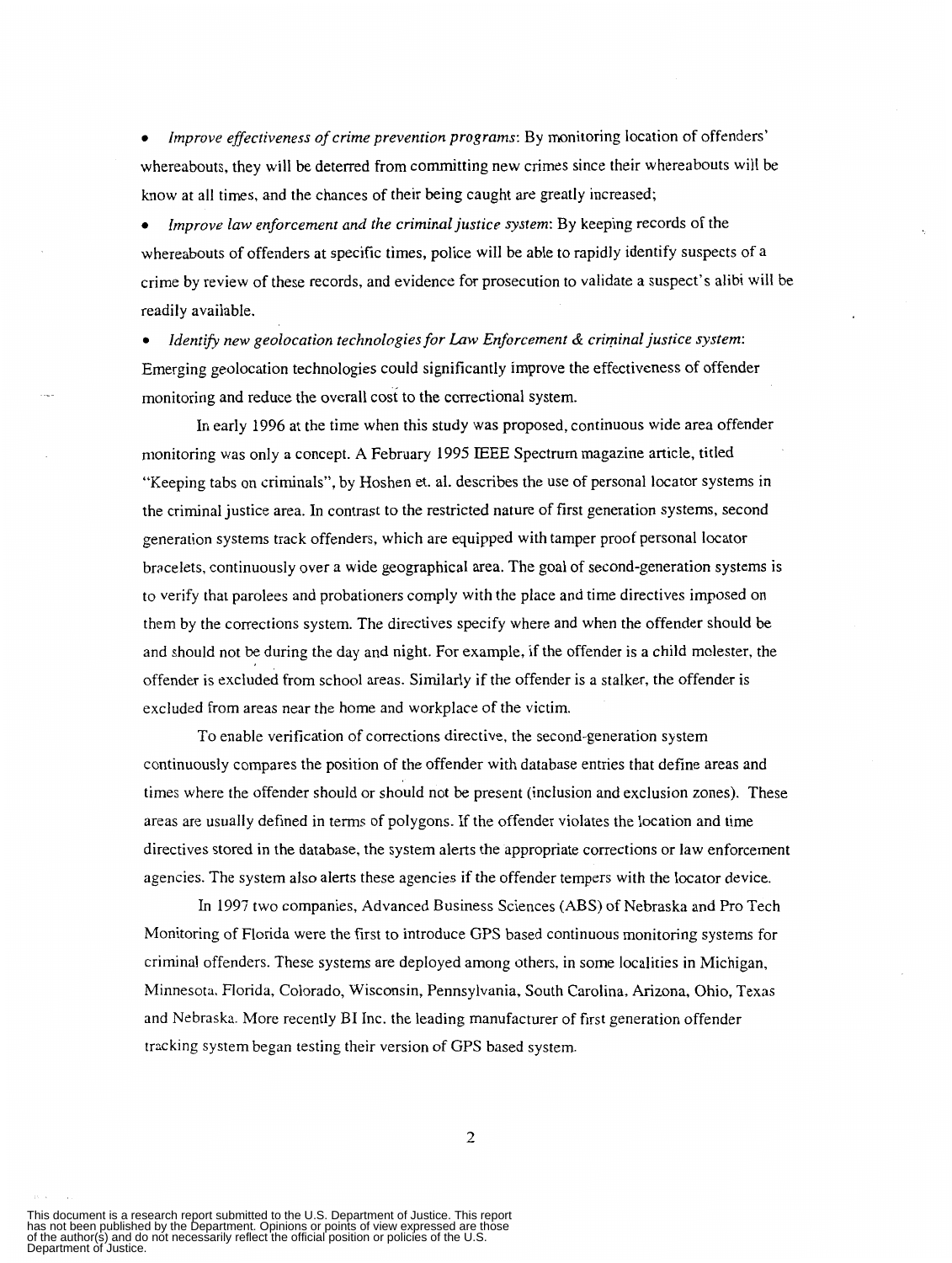- *Improve effectiveness of crime prevention programs*: By monitoring location of offenders' whereabouts, they will be deterred from committing new crimes since their whereabouts will be know at all times, and the chances of their being caught are greatly increased;
- *Improve law enforcement and the criminal justice system*: By keeping records of the whereabouts of offenders at specific times, police will be able to rapidly identify suspects of a crime by review of these records, and evidence for prosecution to validate a suspect's alibi will be readily available.
- *Identify new geolocation technologies for Law Enforcement & criminal justice system*: Emerging geolocation technologies could significantly improve the effectiveness of offender monitoring and reduce the overall cost to the correctional system.

In early 1996 at the time when this study was proposed, continuous wide area offender monitoring was only a concept. A February 1995 IEEE Spectrum magazine article, titled "Keeping tabs on criminals", by Hoshen et. al. describes the use of personal locator systems in the criminal justice area. In contrast to the restricted nature of first generation systems, second generation systems track offenders, which are equipped with tamper proof personal locator bracelets, continuously over a wide geographical area. The goal of second-generation systems is to verify that parolees and probationers comply with the place and time directives imposed on them by the corrections system. The directives specify where and when the offender should be and should not be during the day and night. For example, if the offender is a child molester, the offender is excluded from school areas. Similarly if the offender is a stalker, the offender is excluded from areas near the home and workplace of the victim.

To enable verification of corrections directive, the second-generation system continuously compares the position of the offender with database entries that define areas and times where the offender should or should not be present (inclusion and exclusion zones). These areas are usually defined in terms of polygons. If the offender violates the location and time directives stored in the database, the system alerts the appropriate corrections or law enforcement agencies. The system also alerts these agencies if the offender tempers with the locator device.

In 1997 two companies, Advanced Business Sciences (ABS) of Nebraska and Pro Tech Monitoring of Florida were the first to introduce GPS based continuous monitoring systems for criminal offenders. These systems are deployed among others, in some localities in Michigan, Minnesota, Florida, Colorado, Wisconsin, Pennsylvania, South Carolina, Arizona, Ohio, Texas and Nebraska. More recently BI Inc. the leading manufacturer of first generation offender tracking system began testing their version of GPS based system.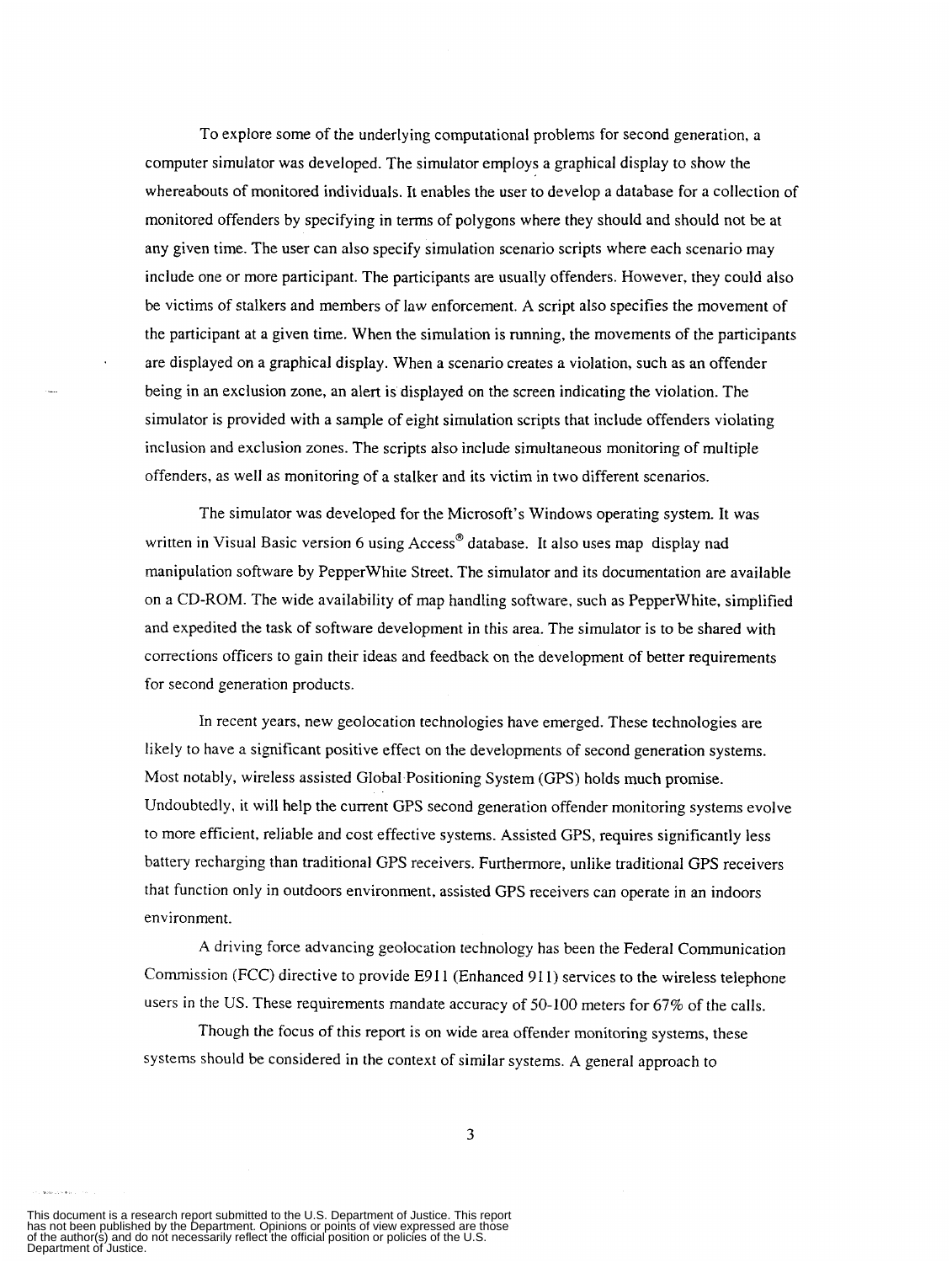To explore some of the underlying computational problems for second generation, a computer simulator was developed. The simulator employs a graphical display to show the whereabouts of monitored individuals. It enables the user to develop a database for a collection of monitored offenders by specifying in terms of polygons where they should and should not be at any given time. The user can also specify simulation scenario scripts where each scenario may include one or more participant. The participants are usually offenders. However, they could also be victims of stalkers and members of law enforcement. A script also specifies the movement of the participant at a given time. When the simulation is running, the movements of the participants are displayed on a graphical display. When a scenario creates a violation, such as an offender being in an exclusion zone, an alert is displayed on the screen indicating the violation. The simulator is provided with a sample of eight simulation scripts that include offenders violating inclusion and exclusion zones. The scripts also include simultaneous monitoring of multiple offenders, as well as monitoring of a stalker and its victim in two different scenarios.

The simulator was developed for the Microsoft's Windows operating system. It was written in Visual Basic version 6 using Access® database. It also uses map display nad manipulation software by PepperWhite Street. The simulator and its documentation are available on a CD-ROM. The wide availability of map handling software, such as PepperWhite, simplified and expedited the task of software development in this area. The simulator is to be shared with corrections officers to gain their ideas and feedback on the development of better requirements for second generation products.

In recent years, new geolocation technologies have emerged. These technologies are likely to have a significant positive effect on the developments of second generation systems. Most notably, wireless assisted Global Positioning System (GPS) holds much promise. Undoubtedly, it will help the current GPS second generation offender monitoring systems evolve to more efficient, reliable and cost effective systems. Assisted GPS, requires significantly less battery recharging than traditional GPS receivers. Furthermore, unlike traditional GPS receivers that function only in outdoors environment, assisted GPS receivers can operate in an indoors environment.

A driving force advancing geolocation technology has been the Federal Communication Commission (FCC) directive to provide E911 (Enhanced 911) services to the wireless telephone users in the US. These requirements mandate accuracy of 50-100 meters for 67% of the calls.

Though the focus of this report is on wide area offender monitoring systems, these systems should be considered in the context of similar systems. A general approach to

This document is a research report submitted to the U.S. Department of Justice. This report has not been published by the Department. Opinions or points of view expressed are those of the author(s) and do not necessarily reflect the official position or policies of the U.S. Department of Justice.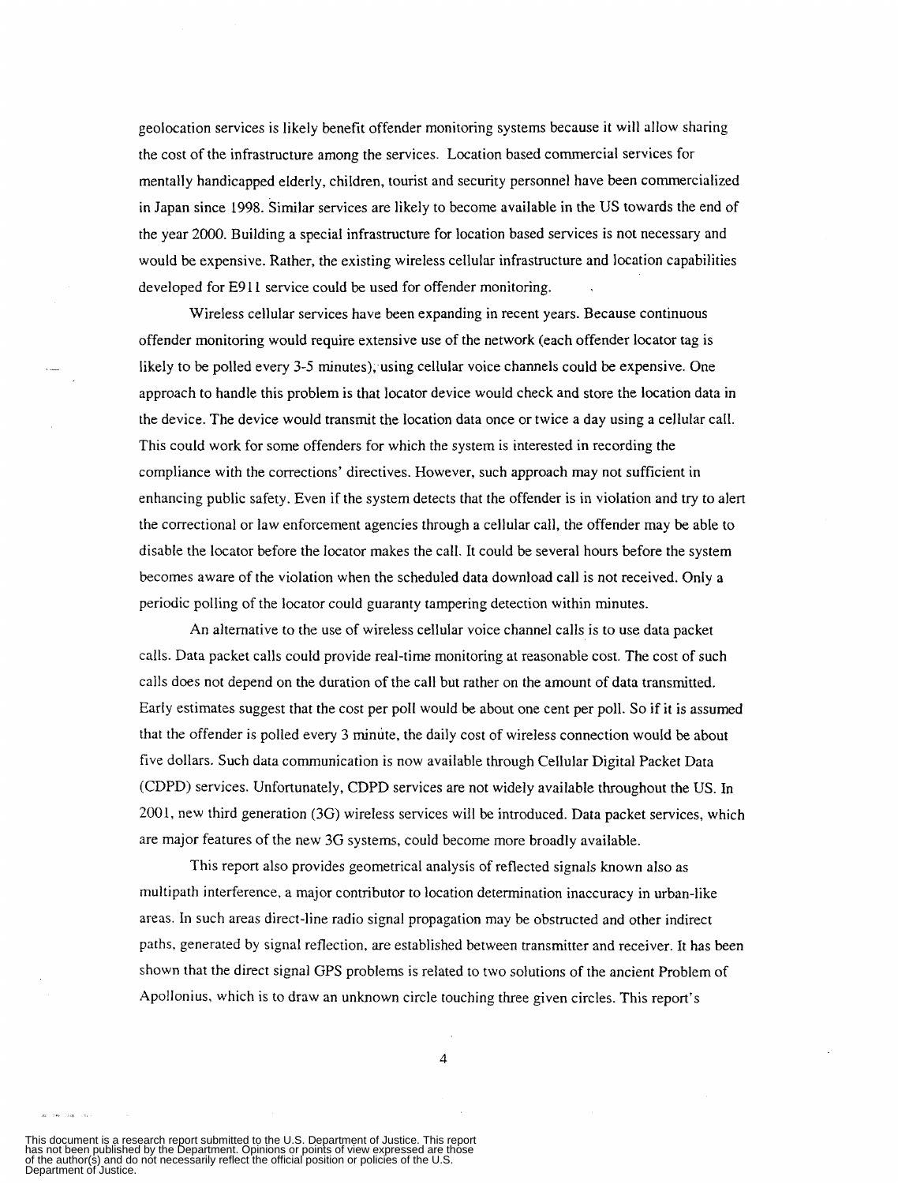geolocation services is likely benefit offender monitoring systems because it will allow sharing the cost of the infrastructure among the services. Location based commercial services for mentally handicapped elderly, children, tourist and security personnel have been commercialized in Japan since 1998. Similar services are likely to become available in the US towards the end of the year 2000. Building a special infrastructure for location based services is not necessary and would be expensive. Rather, the existing wireless cellular infrastructure and location capabilities developed for E911 service could be used for offender monitoring.

Wireless cellular services have been expanding in recent years. Because continuous offender monitoring would require extensive use of the network (each offender locator tag is likely to be polled every 3-5 minutes), using cellular voice channels could be expensive. One approach to handle this problem is that locator device would check and store the location data in the device. The device would transmit the location data once or twice a day using a cellular call. This could work for some offenders for which the system is interested in recording the compliance with the corrections' directives. However, such approach may not sufficient in enhancing public safety. Even if the system detects that the offender is in violation and try to alert the correctional or law enforcement agencies through a cellular call, the offender may be able to disable the locator before the locator makes the call. It could be several hours before the system becomes aware of the violation when the scheduled data download call is not received. Only a periodic polling of the locator could guaranty tampering detection within minutes.

An alternative to the use of wireless cellular voice channel calls is to use data packet calls. Data packet calls could provide real-time monitoring at reasonable cost. The cost of such calls does not depend on the duration of the call but rather on the amount of data transmitted. Early estimates suggest that the cost per poll would be about one cent per poll. So if it is assumed that the offender is polled every 3 minute, the daily cost of wireless connection would be about five dollars. Such data communication is now available through Cellular Digital Packet Data (CDPD) services. Unfortunately, CDPD services are not widely available throughout the US. In 2001, new third generation (3G) wireless services will be introduced. Data packet services, which are major features of the new 3G systems, could become more broadly available.

This report also provides geometrical analysis of reflected signals known also as multipath interference, a major contributor to location determination inaccuracy in urban-like areas. In such areas direct-line radio signal propagation may be obstructed and other indirect paths, generated by signal reflection, are established between transmitter and receiver. It has been shown that the direct signal GPS problems is related to two solutions of the ancient Problem of Apollonius, which is to draw an unknown circle touching three given circles. This report's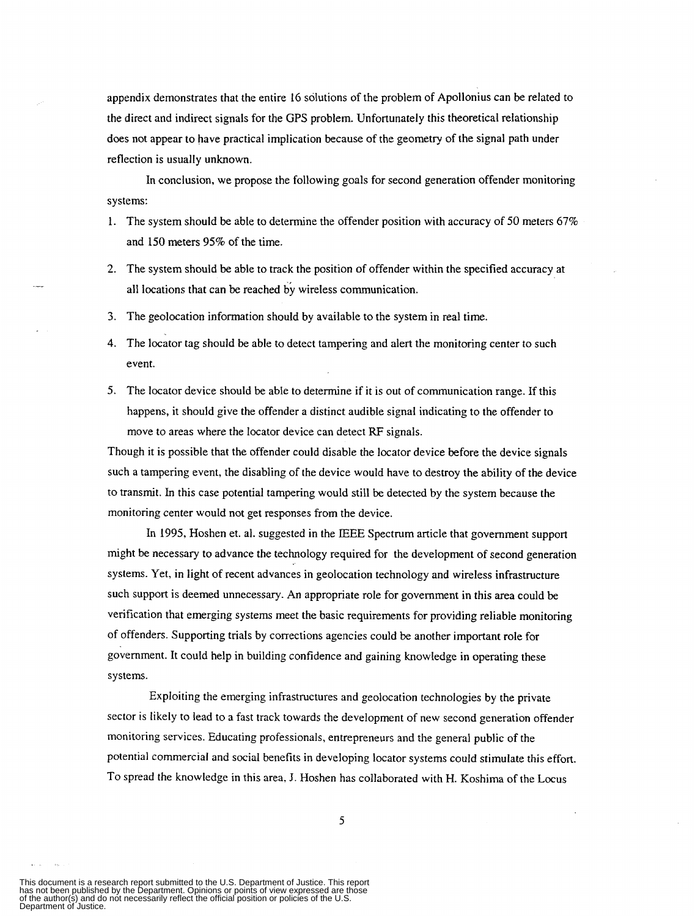appendix demonstrates that the entire 16 solutions of the problem of Apollonius can be related to the direct and indirect signals for the GPS problem. Unfortunately this theoretical relationship does not appear to have practical implication because of the geometry of the signal path under reflection is usually unknown.

In conclusion, we propose the following goals for second generation offender monitoring systems:

1. The system should be able to determine the offender position with accuracy of 50 meters 67% and 150 meters 95% of the time.
2. The system should be able to track the position of offender within the specified accuracy at all locations that can be reached by wireless communication.
3. The geolocation information should by available to the system in real time.
4. The locator tag should be able to detect tampering and alert the monitoring center to such event.
5. The locator device should be able to determine if it is out of communication range. If this happens, it should give the offender a distinct audible signal indicating to the offender to move to areas where the locator device can detect RF signals.

Though it is possible that the offender could disable the locator device before the device signals such a tampering event, the disabling of the device would have to destroy the ability of the device to transmit. In this case potential tampering would still be detected by the system because the monitoring center would not get responses from the device.

In 1995, Hoshen et. al. suggested in the IEEE Spectrum article that government support might be necessary to advance the technology required for the development of second generation systems. Yet, in light of recent advances in geolocation technology and wireless infrastructure such support is deemed unnecessary. An appropriate role for government in this area could be verification that emerging systems meet the basic requirements for providing reliable monitoring of offenders. Supporting trials by corrections agencies could be another important role for government. It could help in building confidence and gaining knowledge in operating these systems.

Exploiting the emerging infrastructures and geolocation technologies by the private sector is likely to lead to a fast track towards the development of new second generation offender monitoring services. Educating professionals, entrepreneurs and the general public of the potential commercial and social benefits in developing locator systems could stimulate this effort. To spread the knowledge in this area, J. Hoshen has collaborated with H. Koshima of the Locus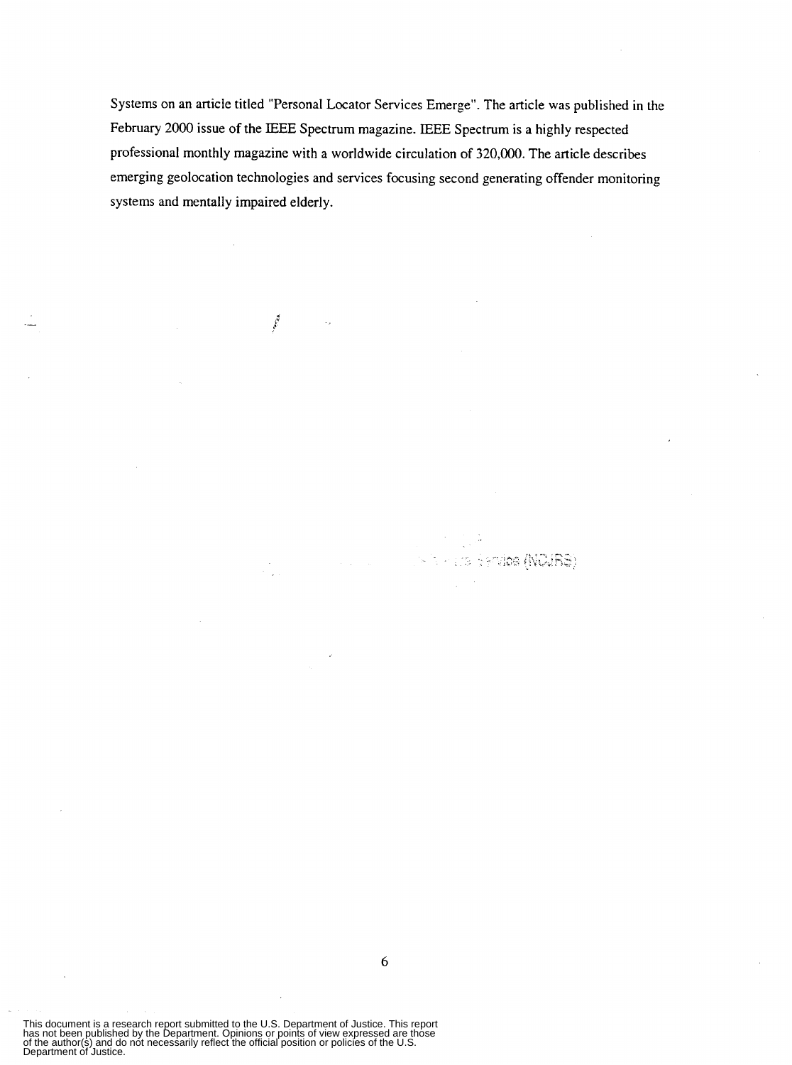Systems on an article titled "Personal Locator Services Emerge". The article was published in the February 2000 issue of the IEEE Spectrum magazine. IEEE Spectrum is a highly respected professional monthly magazine with a worldwide circulation of 320,000. The article describes emerging geolocation technologies and services focusing second generating offender monitoring systems and mentally impaired elderly.

This document is a research report submitted to the U.S. Department of Justice. This report has not been published by the Department. Opinions or points of view expressed are those of the author(s) and do not necessarily reflect the official position or policies of the U.S. Department of Justice.